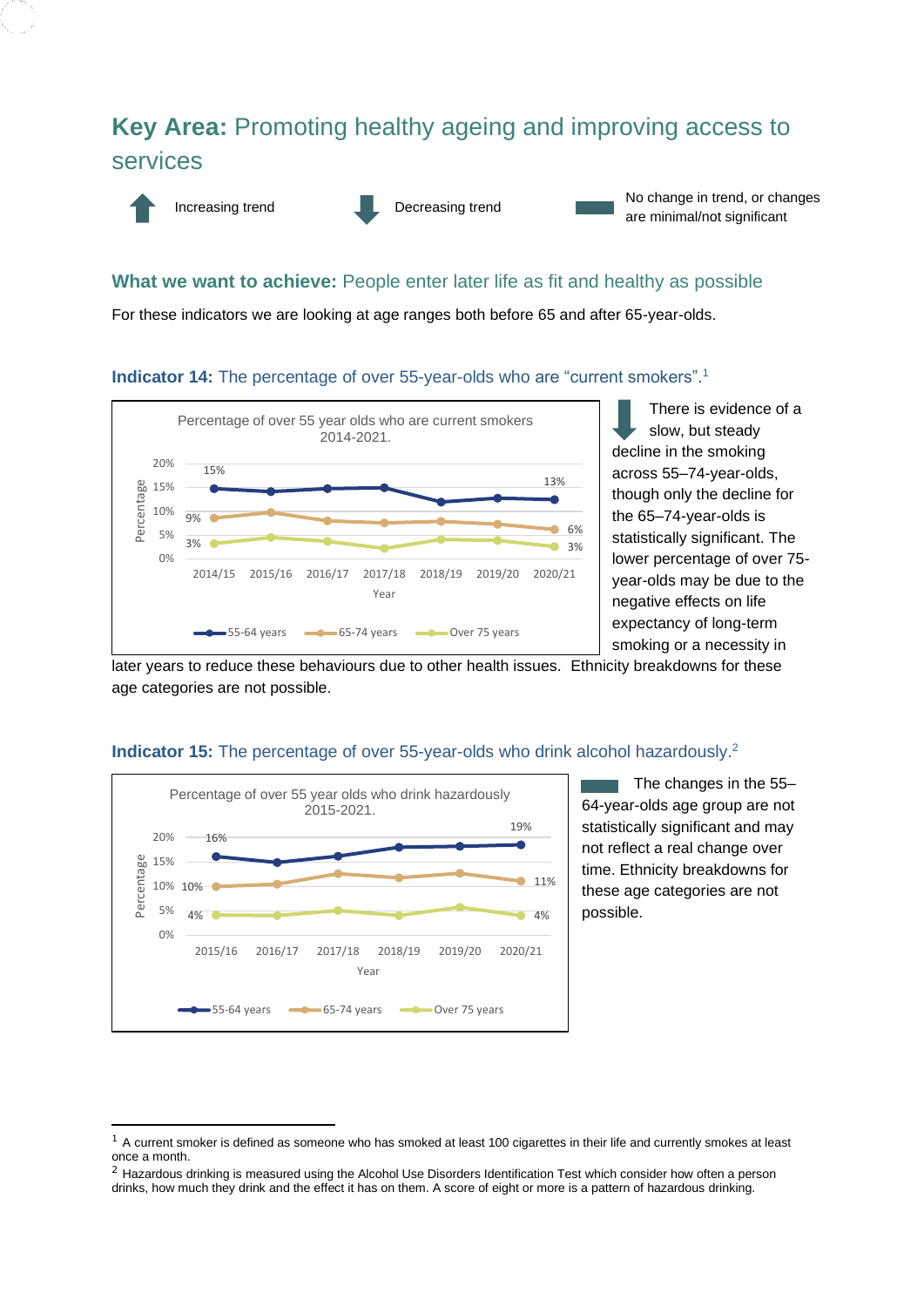# Key Area: Promoting healthy ageing and improving access to services

Increasing trend | Decreasing trend | No change in trend, or changes are minimal/not significant

## What we want to achieve: People enter later life as fit and healthy as possible

For these indicators we are looking at age ranges both before 65 and after 65-year-olds.

### Indicator 14: The percentage of over 55-year-olds who are "current smokers".[1]

Percentage of over 55 year olds who are current smokers 2014-2021.

| Year | 55-64 years | 65-74 years | Over 75 years |
|---|---|---|---|
| 2014/15 | 15% | 9% | 3% |
| 2020/21 | 13% | 6% | 3% |

There is evidence of a slow, but steady decline in the smoking across 55–74-year-olds, though only the decline for the 65–74-year-olds is statistically significant. The lower percentage of over 75-year-olds may be due to the negative effects on life expectancy of long-term smoking or a necessity in later years to reduce these behaviours due to other health issues. Ethnicity breakdowns for these age categories are not possible.

### Indicator 15: The percentage of over 55-year-olds who drink alcohol hazardously.[2]

Percentage of over 55 year olds who drink hazardously 2015-2021.

| Year | 55-64 years | 65-74 years | Over 75 years |
|---|---|---|---|
| 2015/16 | 16% | 10% | 4% |
| 2020/21 | 19% | 11% | 4% |

The changes in the 55–64-year-olds age group are not statistically significant and may not reflect a real change over time. Ethnicity breakdowns for these age categories are not possible.

---

[1] A current smoker is defined as someone who has smoked at least 100 cigarettes in their life and currently smokes at least once a month.

[2] Hazardous drinking is measured using the Alcohol Use Disorders Identification Test which consider how often a person drinks, how much they drink and the effect it has on them. A score of eight or more is a pattern of hazardous drinking.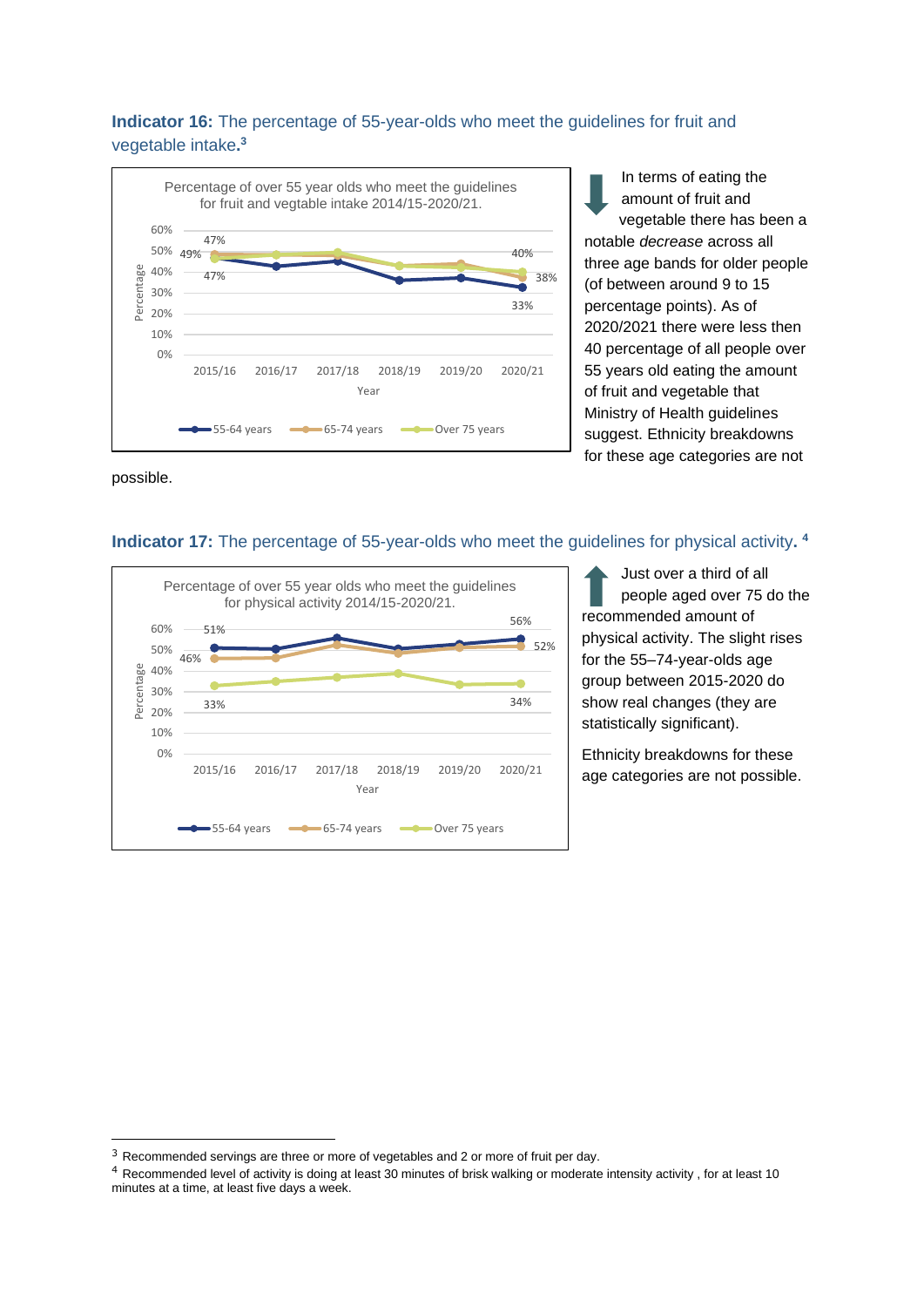### **Indicator 16:** The percentage of 55-year-olds who meet the guidelines for fruit and vegetable intake.[3]

Percentage of over 55 year olds who meet the guidelines for fruit and vegtable intake 2014/15-2020/21.

60%
50%
40%
30%
20%
10%
0%

Percentage

47%
49%
47%
40%
38%
33%

2015/16 2016/17 2017/18 2018/19 2019/20 2020/21

Year

55-64 years 65-74 years Over 75 years

In terms of eating the amount of fruit and vegetable there has been a notable *decrease* across all three age bands for older people (of between around 9 to 15 percentage points). As of 2020/2021 there were less then 40 percentage of all people over 55 years old eating the amount of fruit and vegetable that Ministry of Health guidelines suggest. Ethnicity breakdowns for these age categories are not possible.

### **Indicator 17:** The percentage of 55-year-olds who meet the guidelines for physical activity.[4]

Percentage of over 55 year olds who meet the guidelines for physical activity 2014/15-2020/21.

60%
50%
40%
30%
20%
10%
0%

Percentage

51%
46%
33%
56%
52%
34%

2015/16 2016/17 2017/18 2018/19 2019/20 2020/21

Year

55-64 years 65-74 years Over 75 years

Just over a third of all people aged over 75 do the recommended amount of physical activity. The slight rises for the 55–74-year-olds age group between 2015-2020 do show real changes (they are statistically significant).

Ethnicity breakdowns for these age categories are not possible.

---

[3] Recommended servings are three or more of vegetables and 2 or more of fruit per day.

[4] Recommended level of activity is doing at least 30 minutes of brisk walking or moderate intensity activity , for at least 10 minutes at a time, at least five days a week.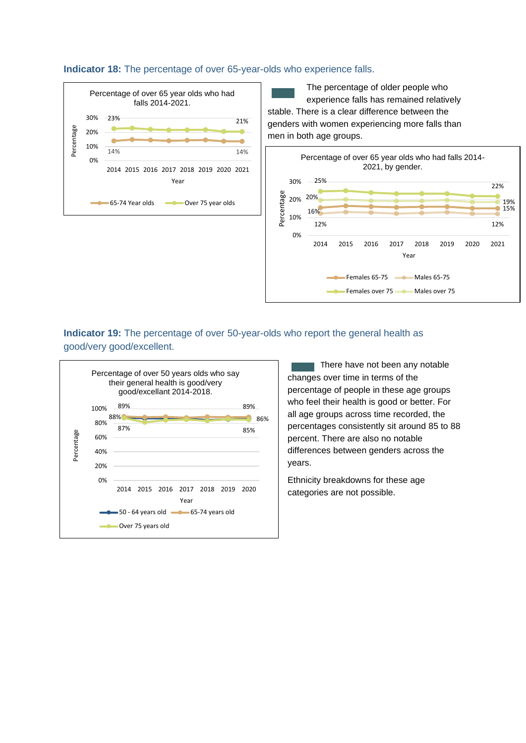**Indicator 18:** The percentage of over 65-year-olds who experience falls.

Percentage of over 65 year olds who had falls 2014-2021.

30%
20%
10%
0%
Percentage
23%
21%
14%
14%
2014 2015 2016 2017 2018 2019 2020 2021
Year
65-74 Year olds
Over 75 year olds

The percentage of older people who experience falls has remained relatively stable. There is a clear difference between the genders with women experiencing more falls than men in both age groups.

Percentage of over 65 year olds who had falls 2014-2021, by gender.

30%
20%
10%
0%
Percentage
25%
20%
16%
12%
22%
19%
15%
12%
2014 2015 2016 2017 2018 2019 2020 2021
Year
Females 65-75
Males 65-75
Females over 75
Males over 75

**Indicator 19:** The percentage of over 50-year-olds who report the general health as good/very good/excellent.

Percentage of over 50 years olds who say their general health is good/very good/excellant 2014-2018.

100%
80%
60%
40%
20%
0%
Percentage
89%
88%
87%
89%
86%
85%
2014 2015 2016 2017 2018 2019 2020
Year
50 - 64 years old
65-74 years old
Over 75 years old

There have not been any notable changes over time in terms of the percentage of people in these age groups who feel their health is good or better. For all age groups across time recorded, the percentages consistently sit around 85 to 88 percent. There are also no notable differences between genders across the years.

Ethnicity breakdowns for these age categories are not possible.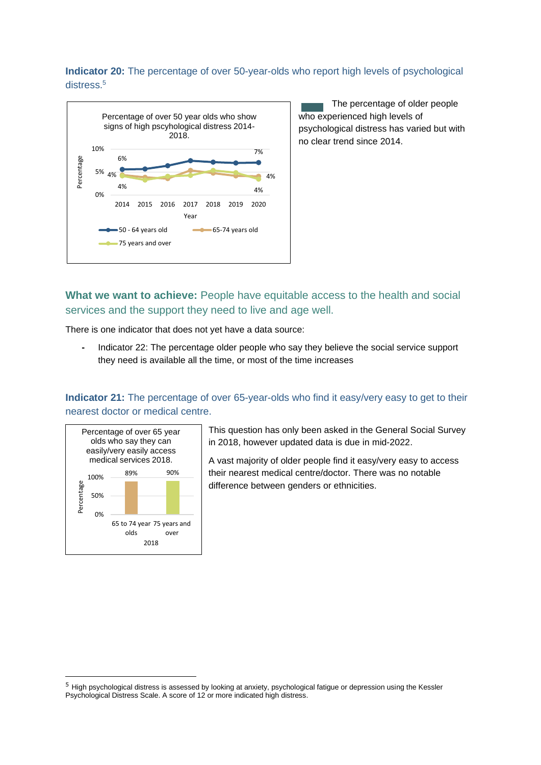**Indicator 20:** The percentage of over 50-year-olds who report high levels of psychological distress.[5]

Percentage of over 50 year olds who show signs of high pscyhological distress 2014-2018.

10%
5%
0%
Percentage
6%
7%
4%
4%
4%
4%
2014 2015 2016 2017 2018 2019 2020
Year
50 - 64 years old
65-74 years old
75 years and over

The percentage of older people who experienced high levels of psychological distress has varied but with no clear trend since 2014.

**What we want to achieve:** People have equitable access to the health and social services and the support they need to live and age well.

There is one indicator that does not yet have a data source:

- Indicator 22: The percentage older people who say they believe the social service support they need is available all the time, or most of the time increases

**Indicator 21:** The percentage of over 65-year-olds who find it easy/very easy to get to their nearest doctor or medical centre.

Percentage of over 65 year olds who say they can easily/very easily access medical services 2018.

100%
50%
0%
Percentage
89%
90%
65 to 74 year olds
75 years and over
2018

This question has only been asked in the General Social Survey in 2018, however updated data is due in mid-2022.

A vast majority of older people find it easy/very easy to access their nearest medical centre/doctor. There was no notable difference between genders or ethnicities.

[5] High psychological distress is assessed by looking at anxiety, psychological fatigue or depression using the Kessler Psychological Distress Scale. A score of 12 or more indicated high distress.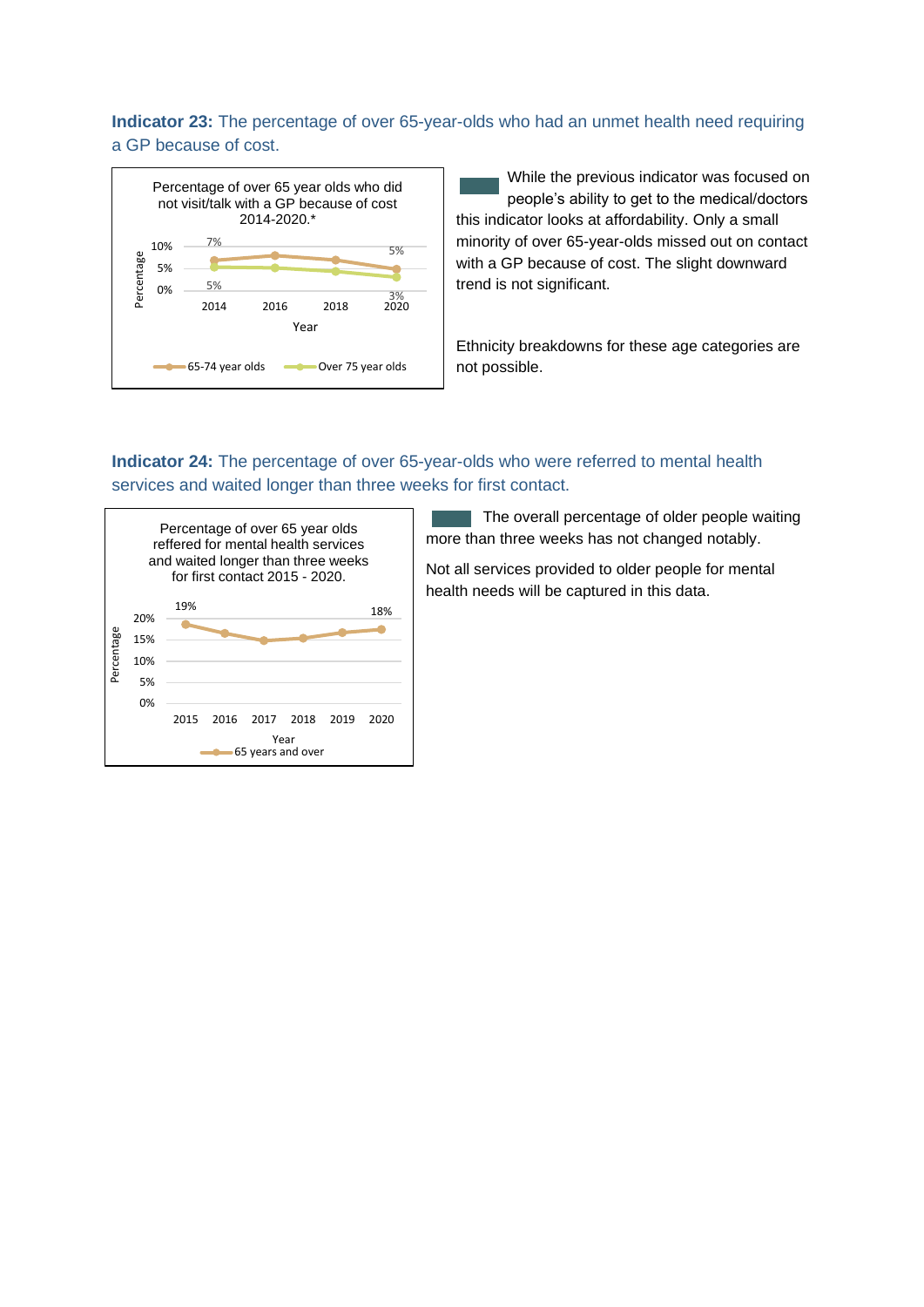**Indicator 23:** The percentage of over 65-year-olds who had an unmet health need requiring a GP because of cost.

Percentage of over 65 year olds who did not visit/talk with a GP because of cost 2014-2020.*

While the previous indicator was focused on people's ability to get to the medical/doctors this indicator looks at affordability. Only a small minority of over 65-year-olds missed out on contact with a GP because of cost. The slight downward trend is not significant.

Ethnicity breakdowns for these age categories are not possible.

**Indicator 24:** The percentage of over 65-year-olds who were referred to mental health services and waited longer than three weeks for first contact.

Percentage of over 65 year olds reffered for mental health services and waited longer than three weeks for first contact 2015 - 2020.

The overall percentage of older people waiting more than three weeks has not changed notably.

Not all services provided to older people for mental health needs will be captured in this data.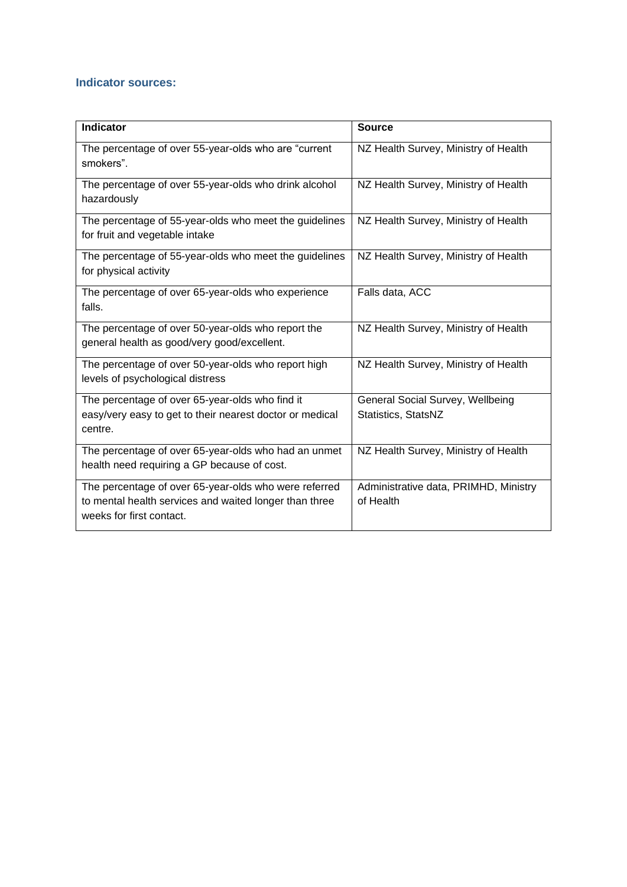### Indicator sources:

| Indicator | Source |
|---|---|
| The percentage of over 55-year-olds who are "current smokers". | NZ Health Survey, Ministry of Health |
| The percentage of over 55-year-olds who drink alcohol hazardously | NZ Health Survey, Ministry of Health |
| The percentage of 55-year-olds who meet the guidelines for fruit and vegetable intake | NZ Health Survey, Ministry of Health |
| The percentage of 55-year-olds who meet the guidelines for physical activity | NZ Health Survey, Ministry of Health |
| The percentage of over 65-year-olds who experience falls. | Falls data, ACC |
| The percentage of over 50-year-olds who report the general health as good/very good/excellent. | NZ Health Survey, Ministry of Health |
| The percentage of over 50-year-olds who report high levels of psychological distress | NZ Health Survey, Ministry of Health |
| The percentage of over 65-year-olds who find it easy/very easy to get to their nearest doctor or medical centre. | General Social Survey, Wellbeing Statistics, StatsNZ |
| The percentage of over 65-year-olds who had an unmet health need requiring a GP because of cost. | NZ Health Survey, Ministry of Health |
| The percentage of over 65-year-olds who were referred to mental health services and waited longer than three weeks for first contact. | Administrative data, PRIMHD, Ministry of Health |